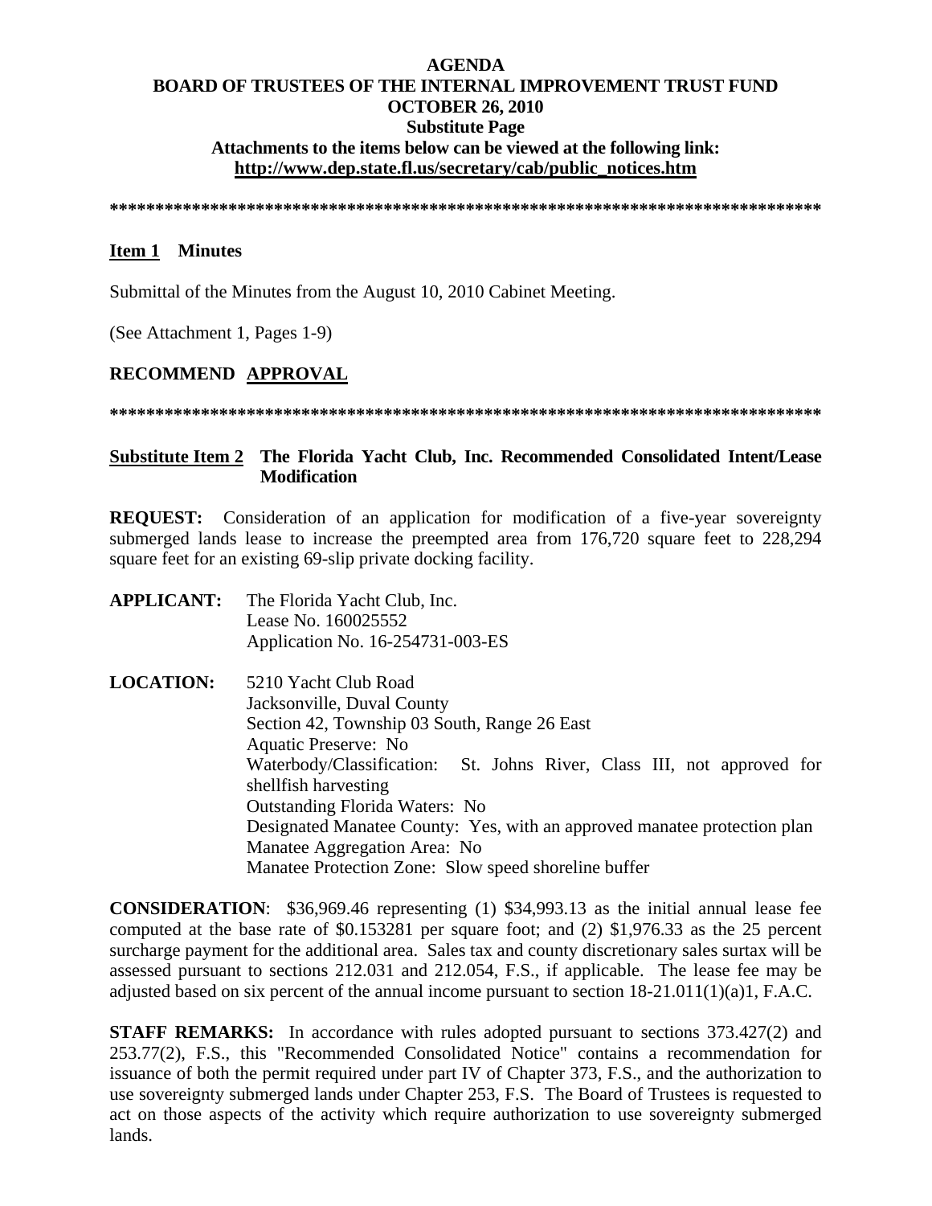**AGENDA**
**BOARD OF TRUSTEES OF THE INTERNAL IMPROVEMENT TRUST FUND**
**OCTOBER 26, 2010**
**Substitute Page**
**Attachments to the items below can be viewed at the following link:**
**http://www.dep.state.fl.us/secretary/cab/public_notices.htm**

**********************************************************************************

**Item 1 Minutes**

Submittal of the Minutes from the August 10, 2010 Cabinet Meeting.

(See Attachment 1, Pages 1-9)

**RECOMMEND APPROVAL**

**********************************************************************************

**Substitute Item 2 The Florida Yacht Club, Inc. Recommended Consolidated Intent/Lease Modification**

**REQUEST:** Consideration of an application for modification of a five-year sovereignty submerged lands lease to increase the preempted area from 176,720 square feet to 228,294 square feet for an existing 69-slip private docking facility.

**APPLICANT:** The Florida Yacht Club, Inc.
Lease No. 160025552
Application No. 16-254731-003-ES

**LOCATION:** 5210 Yacht Club Road
Jacksonville, Duval County
Section 42, Township 03 South, Range 26 East
Aquatic Preserve: No
Waterbody/Classification: St. Johns River, Class III, not approved for shellfish harvesting
Outstanding Florida Waters: No
Designated Manatee County: Yes, with an approved manatee protection plan
Manatee Aggregation Area: No
Manatee Protection Zone: Slow speed shoreline buffer

**CONSIDERATION**: $36,969.46 representing (1) $34,993.13 as the initial annual lease fee computed at the base rate of $0.153281 per square foot; and (2) $1,976.33 as the 25 percent surcharge payment for the additional area. Sales tax and county discretionary sales surtax will be assessed pursuant to sections 212.031 and 212.054, F.S., if applicable. The lease fee may be adjusted based on six percent of the annual income pursuant to section 18-21.011(1)(a)1, F.A.C.

**STAFF REMARKS:** In accordance with rules adopted pursuant to sections 373.427(2) and 253.77(2), F.S., this "Recommended Consolidated Notice" contains a recommendation for issuance of both the permit required under part IV of Chapter 373, F.S., and the authorization to use sovereignty submerged lands under Chapter 253, F.S. The Board of Trustees is requested to act on those aspects of the activity which require authorization to use sovereignty submerged lands.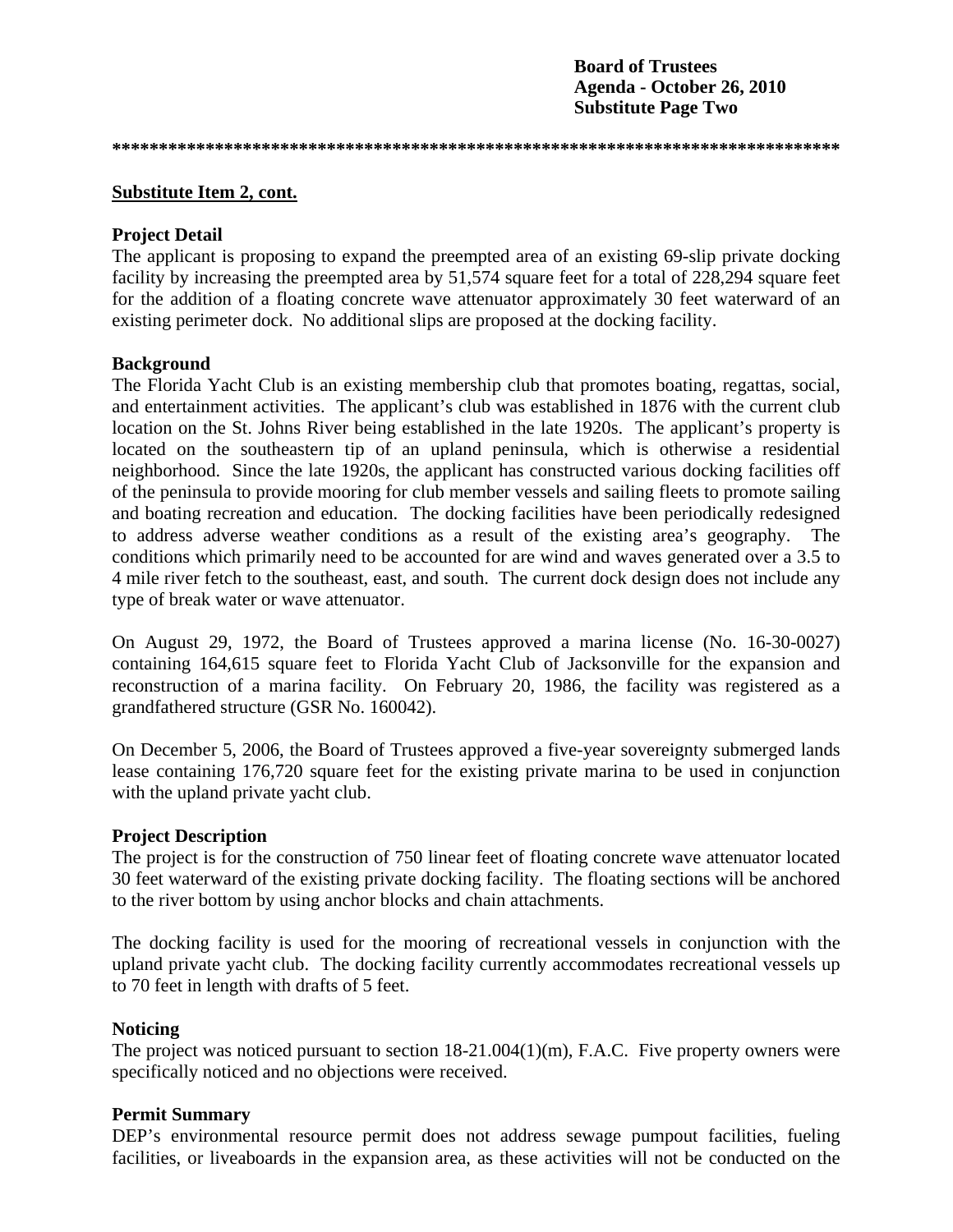**Substitute Item 2, cont.**

**Project Detail**

The applicant is proposing to expand the preempted area of an existing 69-slip private docking facility by increasing the preempted area by 51,574 square feet for a total of 228,294 square feet for the addition of a floating concrete wave attenuator approximately 30 feet waterward of an existing perimeter dock. No additional slips are proposed at the docking facility.

**Background**

The Florida Yacht Club is an existing membership club that promotes boating, regattas, social, and entertainment activities. The applicant's club was established in 1876 with the current club location on the St. Johns River being established in the late 1920s. The applicant's property is located on the southeastern tip of an upland peninsula, which is otherwise a residential neighborhood. Since the late 1920s, the applicant has constructed various docking facilities off of the peninsula to provide mooring for club member vessels and sailing fleets to promote sailing and boating recreation and education. The docking facilities have been periodically redesigned to address adverse weather conditions as a result of the existing area's geography. The conditions which primarily need to be accounted for are wind and waves generated over a 3.5 to 4 mile river fetch to the southeast, east, and south. The current dock design does not include any type of break water or wave attenuator.

On August 29, 1972, the Board of Trustees approved a marina license (No. 16-30-0027) containing 164,615 square feet to Florida Yacht Club of Jacksonville for the expansion and reconstruction of a marina facility. On February 20, 1986, the facility was registered as a grandfathered structure (GSR No. 160042).

On December 5, 2006, the Board of Trustees approved a five-year sovereignty submerged lands lease containing 176,720 square feet for the existing private marina to be used in conjunction with the upland private yacht club.

**Project Description**

The project is for the construction of 750 linear feet of floating concrete wave attenuator located 30 feet waterward of the existing private docking facility. The floating sections will be anchored to the river bottom by using anchor blocks and chain attachments.

The docking facility is used for the mooring of recreational vessels in conjunction with the upland private yacht club. The docking facility currently accommodates recreational vessels up to 70 feet in length with drafts of 5 feet.

**Noticing**

The project was noticed pursuant to section 18-21.004(1)(m), F.A.C. Five property owners were specifically noticed and no objections were received.

**Permit Summary**

DEP's environmental resource permit does not address sewage pumpout facilities, fueling facilities, or liveaboards in the expansion area, as these activities will not be conducted on the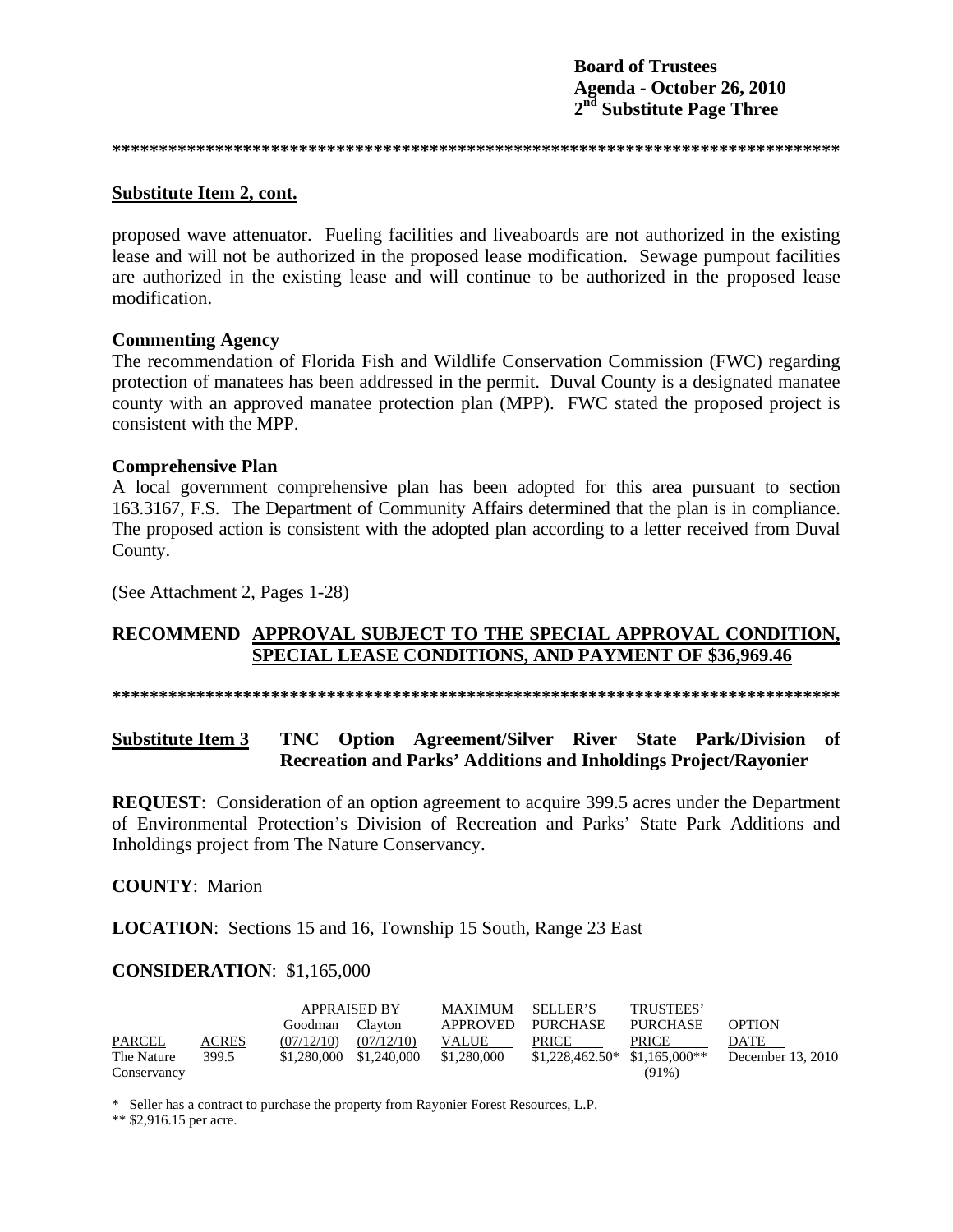**Board of Trustees**
**Agenda - October 26, 2010**
**2nd Substitute Page Three**

*******************************************************************************

**Substitute Item 2, cont.**

proposed wave attenuator. Fueling facilities and liveaboards are not authorized in the existing lease and will not be authorized in the proposed lease modification. Sewage pumpout facilities are authorized in the existing lease and will continue to be authorized in the proposed lease modification.

**Commenting Agency**
The recommendation of Florida Fish and Wildlife Conservation Commission (FWC) regarding protection of manatees has been addressed in the permit. Duval County is a designated manatee county with an approved manatee protection plan (MPP). FWC stated the proposed project is consistent with the MPP.

**Comprehensive Plan**
A local government comprehensive plan has been adopted for this area pursuant to section 163.3167, F.S. The Department of Community Affairs determined that the plan is in compliance. The proposed action is consistent with the adopted plan according to a letter received from Duval County.

(See Attachment 2, Pages 1-28)

**RECOMMEND APPROVAL SUBJECT TO THE SPECIAL APPROVAL CONDITION, SPECIAL LEASE CONDITIONS, AND PAYMENT OF $36,969.46**

*******************************************************************************

**Substitute Item 3 TNC Option Agreement/Silver River State Park/Division of Recreation and Parks' Additions and Inholdings Project/Rayonier**

**REQUEST**: Consideration of an option agreement to acquire 399.5 acres under the Department of Environmental Protection's Division of Recreation and Parks' State Park Additions and Inholdings project from The Nature Conservancy.

**COUNTY**: Marion

**LOCATION**: Sections 15 and 16, Township 15 South, Range 23 East

**CONSIDERATION**: $1,165,000

| PARCEL | ACRES | APPRAISED BY Goodman (07/12/10) | APPRAISED BY Clayton (07/12/10) | MAXIMUM APPROVED VALUE | SELLER'S PURCHASE PRICE | TRUSTEES' PURCHASE PRICE | OPTION DATE |
|---|---|---|---|---|---|---|---|
| The Nature Conservancy | 399.5 | $1,280,000 | $1,240,000 | $1,280,000 | $1,228,462.50* | $1,165,000** (91%) | December 13, 2010 |

\* Seller has a contract to purchase the property from Rayonier Forest Resources, L.P.

** $2,916.15 per acre.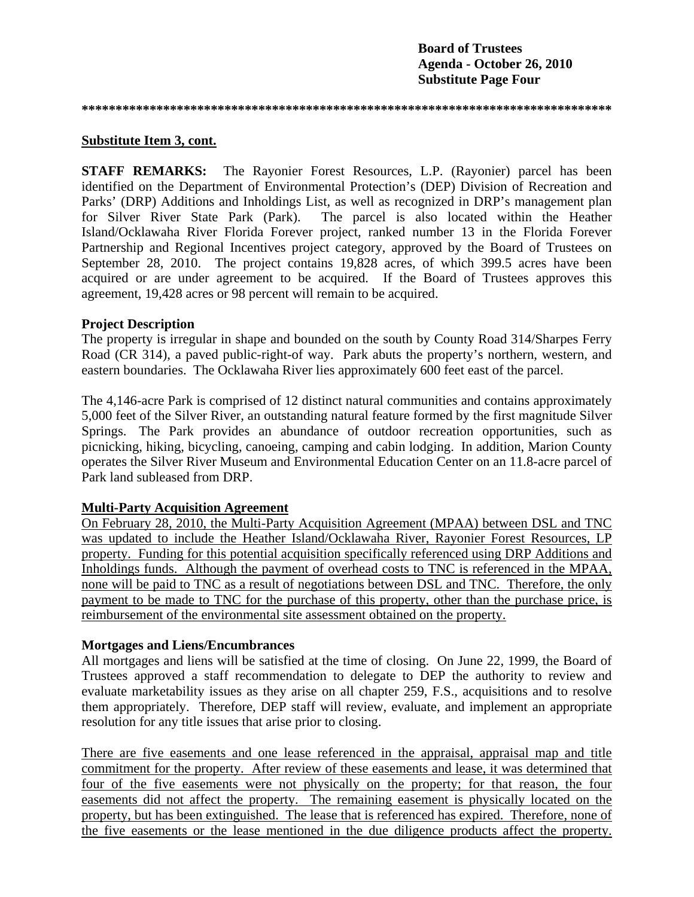**Substitute Item 3, cont.**

**STAFF REMARKS:** The Rayonier Forest Resources, L.P. (Rayonier) parcel has been identified on the Department of Environmental Protection's (DEP) Division of Recreation and Parks' (DRP) Additions and Inholdings List, as well as recognized in DRP's management plan for Silver River State Park (Park). The parcel is also located within the Heather Island/Ocklawaha River Florida Forever project, ranked number 13 in the Florida Forever Partnership and Regional Incentives project category, approved by the Board of Trustees on September 28, 2010. The project contains 19,828 acres, of which 399.5 acres have been acquired or are under agreement to be acquired. If the Board of Trustees approves this agreement, 19,428 acres or 98 percent will remain to be acquired.

**Project Description**

The property is irregular in shape and bounded on the south by County Road 314/Sharpes Ferry Road (CR 314), a paved public-right-of way. Park abuts the property's northern, western, and eastern boundaries. The Ocklawaha River lies approximately 600 feet east of the parcel.

The 4,146-acre Park is comprised of 12 distinct natural communities and contains approximately 5,000 feet of the Silver River, an outstanding natural feature formed by the first magnitude Silver Springs. The Park provides an abundance of outdoor recreation opportunities, such as picnicking, hiking, bicycling, canoeing, camping and cabin lodging. In addition, Marion County operates the Silver River Museum and Environmental Education Center on an 11.8-acre parcel of Park land subleased from DRP.

**Multi-Party Acquisition Agreement**

On February 28, 2010, the Multi-Party Acquisition Agreement (MPAA) between DSL and TNC was updated to include the Heather Island/Ocklawaha River, Rayonier Forest Resources, LP property. Funding for this potential acquisition specifically referenced using DRP Additions and Inholdings funds. Although the payment of overhead costs to TNC is referenced in the MPAA, none will be paid to TNC as a result of negotiations between DSL and TNC. Therefore, the only payment to be made to TNC for the purchase of this property, other than the purchase price, is reimbursement of the environmental site assessment obtained on the property.

**Mortgages and Liens/Encumbrances**

All mortgages and liens will be satisfied at the time of closing. On June 22, 1999, the Board of Trustees approved a staff recommendation to delegate to DEP the authority to review and evaluate marketability issues as they arise on all chapter 259, F.S., acquisitions and to resolve them appropriately. Therefore, DEP staff will review, evaluate, and implement an appropriate resolution for any title issues that arise prior to closing.

There are five easements and one lease referenced in the appraisal, appraisal map and title commitment for the property. After review of these easements and lease, it was determined that four of the five easements were not physically on the property; for that reason, the four easements did not affect the property. The remaining easement is physically located on the property, but has been extinguished. The lease that is referenced has expired. Therefore, none of the five easements or the lease mentioned in the due diligence products affect the property.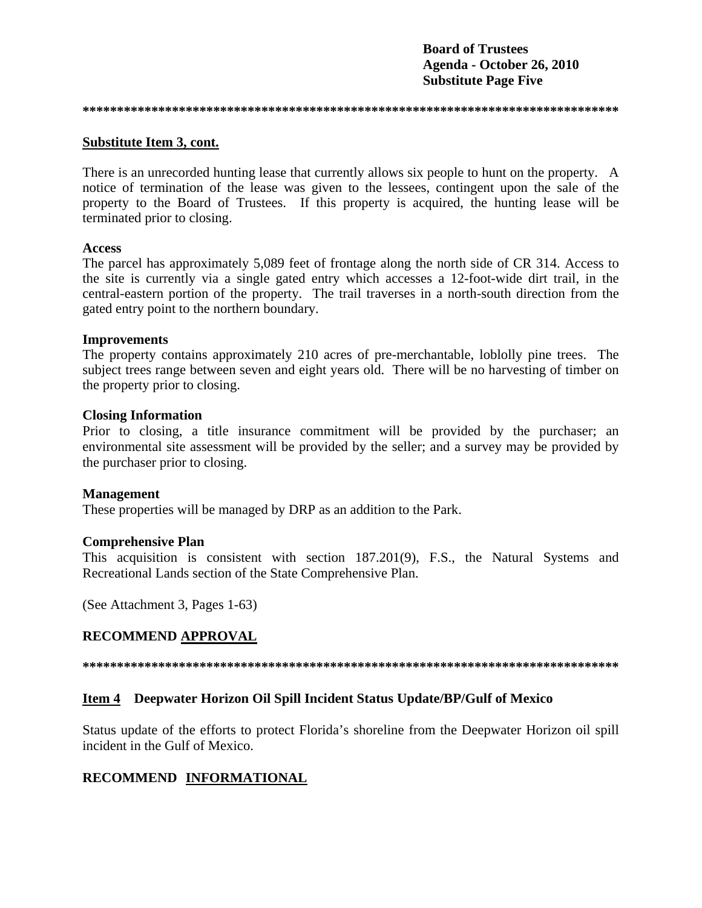**Substitute Item 3, cont.**

There is an unrecorded hunting lease that currently allows six people to hunt on the property. A notice of termination of the lease was given to the lessees, contingent upon the sale of the property to the Board of Trustees. If this property is acquired, the hunting lease will be terminated prior to closing.

**Access**
The parcel has approximately 5,089 feet of frontage along the north side of CR 314. Access to the site is currently via a single gated entry which accesses a 12-foot-wide dirt trail, in the central-eastern portion of the property. The trail traverses in a north-south direction from the gated entry point to the northern boundary.

**Improvements**
The property contains approximately 210 acres of pre-merchantable, loblolly pine trees. The subject trees range between seven and eight years old. There will be no harvesting of timber on the property prior to closing.

**Closing Information**
Prior to closing, a title insurance commitment will be provided by the purchaser; an environmental site assessment will be provided by the seller; and a survey may be provided by the purchaser prior to closing.

**Management**
These properties will be managed by DRP as an addition to the Park.

**Comprehensive Plan**
This acquisition is consistent with section 187.201(9), F.S., the Natural Systems and Recreational Lands section of the State Comprehensive Plan.

(See Attachment 3, Pages 1-63)

**RECOMMEND APPROVAL**

*******************************************************************************

**Item 4 Deepwater Horizon Oil Spill Incident Status Update/BP/Gulf of Mexico**

Status update of the efforts to protect Florida's shoreline from the Deepwater Horizon oil spill incident in the Gulf of Mexico.

**RECOMMEND INFORMATIONAL**